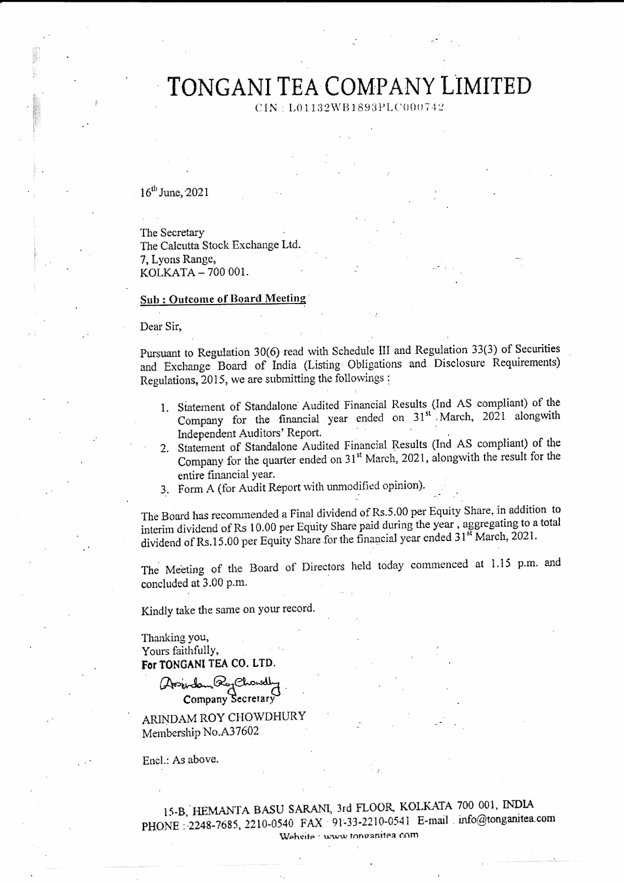# TONGANI TEA COMPANY LIMITED

CIN : L01132WB1893PLC000742

16th June, 2021

The Secretary
The Calcutta Stock Exchange Ltd.
7, Lyons Range,
KOLKATA – 700 001.

**Sub : Outcome of Board Meeting**

Dear Sir,

Pursuant to Regulation 30(6) read with Schedule III and Regulation 33(3) of Securities and Exchange Board of India (Listing Obligations and Disclosure Requirements) Regulations, 2015, we are submitting the followings :

1. Statement of Standalone Audited Financial Results (Ind AS compliant) of the Company for the financial year ended on 31st March, 2021 alongwith Independent Auditors' Report.
2. Statement of Standalone Audited Financial Results (Ind AS compliant) of the Company for the quarter ended on 31st March, 2021, alongwith the result for the entire financial year.
3. Form A (for Audit Report with unmodified opinion).

The Board has recommended a Final dividend of Rs.5.00 per Equity Share, in addition to interim dividend of Rs 10.00 per Equity Share paid during the year , aggregating to a total dividend of Rs.15.00 per Equity Share for the financial year ended 31st March, 2021.

The Meeting of the Board of Directors held today commenced at 1.15 p.m. and concluded at 3.00 p.m.

Kindly take the same on your record.

Thanking you,
Yours faithfully,
**For TONGANI TEA CO. LTD.**

Company Secretary

ARINDAM ROY CHOWDHURY
Membership No.A37602

Encl.: As above.

15-B, HEMANTA BASU SARANI, 3rd FLOOR, KOLKATA 700 001, INDIA
PHONE : 2248-7685, 2210-0540 FAX 91-33-2210-0541 E-mail info@tonganitea.com
Website : www.tonganitea.com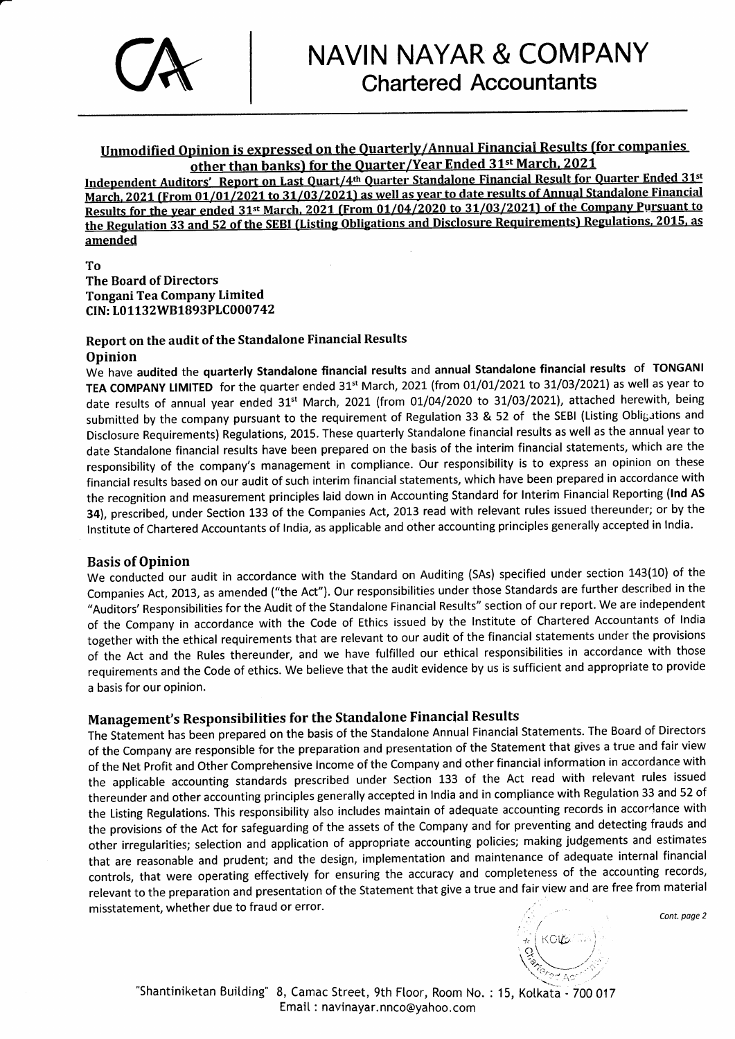# NAVIN NAYAR & COMPANY

## Chartered Accountants

**Unmodified Opinion is expressed on the Quarterly/Annual Financial Results (for companies other than banks) for the Quarter/Year Ended 31st March, 2021**

**Independent Auditors' Report on Last Quart/4th Quarter Standalone Financial Result for Quarter Ended 31st March, 2021 (From 01/01/2021 to 31/03/2021) as well as year to date results of Annual Standalone Financial Results for the year ended 31st March, 2021 (From 01/04/2020 to 31/03/2021) of the Company Pursuant to the Regulation 33 and 52 of the SEBI (Listing Obligations and Disclosure Requirements) Regulations, 2015, as amended**

**To**
**The Board of Directors**
**Tongani Tea Company Limited**
**CIN: L01132WB1893PLC000742**

### Report on the audit of the Standalone Financial Results

### Opinion

We have **audited** the **quarterly Standalone financial results** and **annual Standalone financial results** of **TONGANI TEA COMPANY LIMITED** for the quarter ended 31st March, 2021 (from 01/01/2021 to 31/03/2021) as well as year to date results of annual year ended 31st March, 2021 (from 01/04/2020 to 31/03/2021), attached herewith, being submitted by the company pursuant to the requirement of Regulation 33 & 52 of the SEBI (Listing Obligations and Disclosure Requirements) Regulations, 2015. These quarterly Standalone financial results as well as the annual year to date Standalone financial results have been prepared on the basis of the interim financial statements, which are the responsibility of the company's management in compliance. Our responsibility is to express an opinion on these financial results based on our audit of such interim financial statements, which have been prepared in accordance with the recognition and measurement principles laid down in Accounting Standard for Interim Financial Reporting (**Ind AS 34**), prescribed, under Section 133 of the Companies Act, 2013 read with relevant rules issued thereunder; or by the Institute of Chartered Accountants of India, as applicable and other accounting principles generally accepted in India.

### Basis of Opinion

We conducted our audit in accordance with the Standard on Auditing (SAs) specified under section 143(10) of the Companies Act, 2013, as amended ("the Act"). Our responsibilities under those Standards are further described in the "Auditors' Responsibilities for the Audit of the Standalone Financial Results" section of our report. We are independent of the Company in accordance with the Code of Ethics issued by the Institute of Chartered Accountants of India together with the ethical requirements that are relevant to our audit of the financial statements under the provisions of the Act and the Rules thereunder, and we have fulfilled our ethical responsibilities in accordance with those requirements and the Code of ethics. We believe that the audit evidence by us is sufficient and appropriate to provide a basis for our opinion.

### Management's Responsibilities for the Standalone Financial Results

The Statement has been prepared on the basis of the Standalone Annual Financial Statements. The Board of Directors of the Company are responsible for the preparation and presentation of the Statement that gives a true and fair view of the Net Profit and Other Comprehensive Income of the Company and other financial information in accordance with the applicable accounting standards prescribed under Section 133 of the Act read with relevant rules issued thereunder and other accounting principles generally accepted in India and in compliance with Regulation 33 and 52 of the Listing Regulations. This responsibility also includes maintain of adequate accounting records in accordance with the provisions of the Act for safeguarding of the assets of the Company and for preventing and detecting frauds and other irregularities; selection and application of appropriate accounting policies; making judgements and estimates that are reasonable and prudent; and the design, implementation and maintenance of adequate internal financial controls, that were operating effectively for ensuring the accuracy and completeness of the accounting records, relevant to the preparation and presentation of the Statement that give a true and fair view and are free from material misstatement, whether due to fraud or error.

*Cont. page 2*

"Shantiniketan Building" 8, Camac Street, 9th Floor, Room No. : 15, Kolkata - 700 017
Email : navinayar.nnco@yahoo.com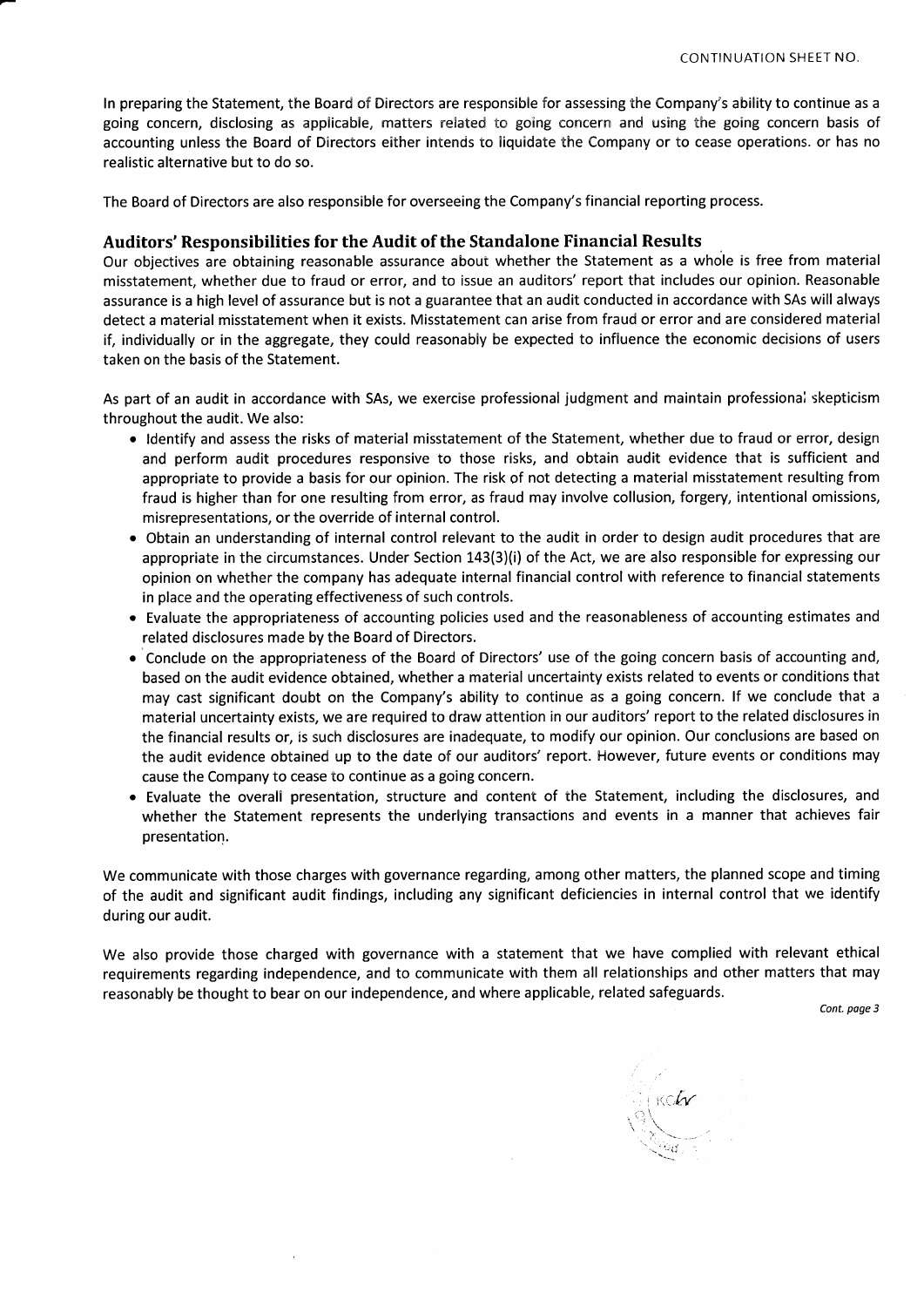In preparing the Statement, the Board of Directors are responsible for assessing the Company's ability to continue as a going concern, disclosing as applicable, matters related to going concern and using the going concern basis of accounting unless the Board of Directors either intends to liquidate the Company or to cease operations. or has no realistic alternative but to do so.

The Board of Directors are also responsible for overseeing the Company's financial reporting process.

## Auditors' Responsibilities for the Audit of the Standalone Financial Results

Our objectives are obtaining reasonable assurance about whether the Statement as a whole is free from material misstatement, whether due to fraud or error, and to issue an auditors' report that includes our opinion. Reasonable assurance is a high level of assurance but is not a guarantee that an audit conducted in accordance with SAs will always detect a material misstatement when it exists. Misstatement can arise from fraud or error and are considered material if, individually or in the aggregate, they could reasonably be expected to influence the economic decisions of users taken on the basis of the Statement.

As part of an audit in accordance with SAs, we exercise professional judgment and maintain professional skepticism throughout the audit. We also:

- Identify and assess the risks of material misstatement of the Statement, whether due to fraud or error, design and perform audit procedures responsive to those risks, and obtain audit evidence that is sufficient and appropriate to provide a basis for our opinion. The risk of not detecting a material misstatement resulting from fraud is higher than for one resulting from error, as fraud may involve collusion, forgery, intentional omissions, misrepresentations, or the override of internal control.
- Obtain an understanding of internal control relevant to the audit in order to design audit procedures that are appropriate in the circumstances. Under Section 143(3)(i) of the Act, we are also responsible for expressing our opinion on whether the company has adequate internal financial control with reference to financial statements in place and the operating effectiveness of such controls.
- Evaluate the appropriateness of accounting policies used and the reasonableness of accounting estimates and related disclosures made by the Board of Directors.
- Conclude on the appropriateness of the Board of Directors' use of the going concern basis of accounting and, based on the audit evidence obtained, whether a material uncertainty exists related to events or conditions that may cast significant doubt on the Company's ability to continue as a going concern. If we conclude that a material uncertainty exists, we are required to draw attention in our auditors' report to the related disclosures in the financial results or, is such disclosures are inadequate, to modify our opinion. Our conclusions are based on the audit evidence obtained up to the date of our auditors' report. However, future events or conditions may cause the Company to cease to continue as a going concern.
- Evaluate the overall presentation, structure and content of the Statement, including the disclosures, and whether the Statement represents the underlying transactions and events in a manner that achieves fair presentation.

We communicate with those charges with governance regarding, among other matters, the planned scope and timing of the audit and significant audit findings, including any significant deficiencies in internal control that we identify during our audit.

We also provide those charged with governance with a statement that we have complied with relevant ethical requirements regarding independence, and to communicate with them all relationships and other matters that may reasonably be thought to bear on our independence, and where applicable, related safeguards.

*Cont. page 3*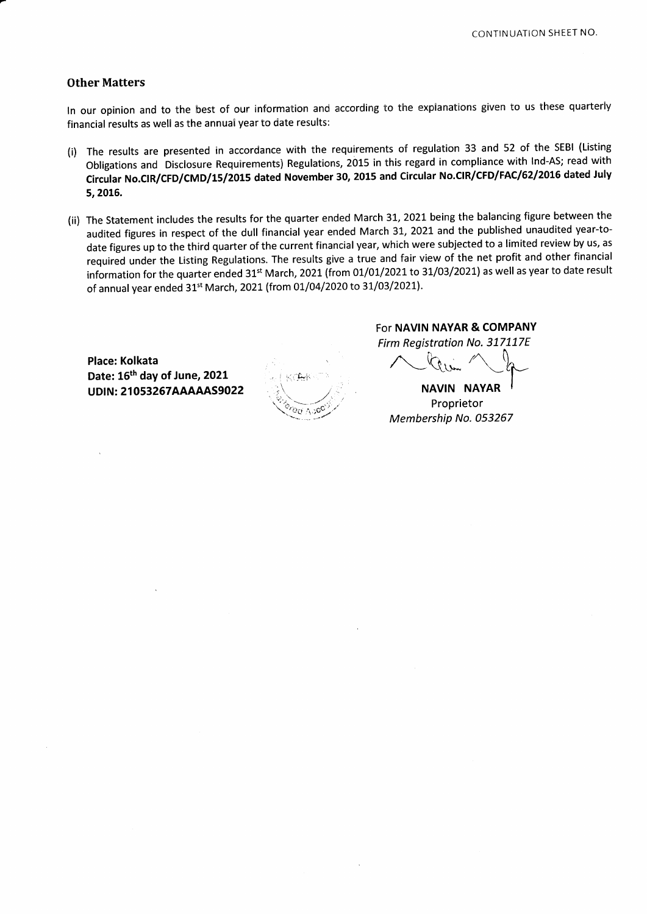CONTINUATION SHEET NO.

## Other Matters

In our opinion and to the best of our information and according to the explanations given to us these quarterly financial results as well as the annual year to date results:

(i) The results are presented in accordance with the requirements of regulation 33 and 52 of the SEBI (Listing Obligations and Disclosure Requirements) Regulations, 2015 in this regard in compliance with Ind-AS; read with **Circular No.CIR/CFD/CMD/15/2015 dated November 30, 2015 and Circular No.CIR/CFD/FAC/62/2016 dated July 5, 2016.**

(ii) The Statement includes the results for the quarter ended March 31, 2021 being the balancing figure between the audited figures in respect of the dull financial year ended March 31, 2021 and the published unaudited year-to-date figures up to the third quarter of the current financial year, which were subjected to a limited review by us, as required under the Listing Regulations. The results give a true and fair view of the net profit and other financial information for the quarter ended 31st March, 2021 (from 01/01/2021 to 31/03/2021) as well as year to date result of annual year ended 31st March, 2021 (from 01/04/2020 to 31/03/2021).

For **NAVIN NAYAR & COMPANY**
*Firm Registration No. 317117E*

**NAVIN NAYAR**
Proprietor
*Membership No. 053267*

**Place: Kolkata**
**Date: 16th day of June, 2021**
**UDIN: 21053267AAAAAS9022**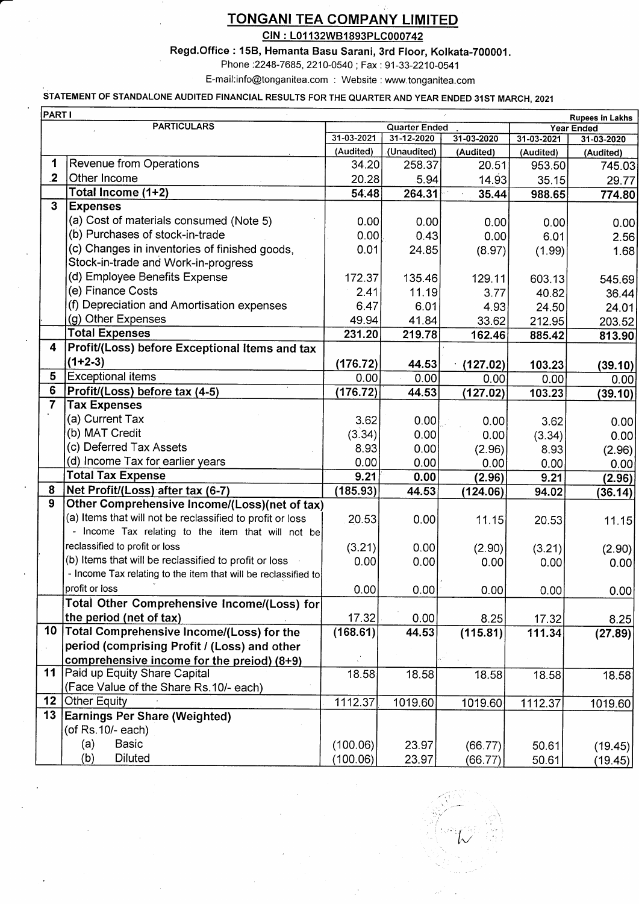# TONGANI TEA COMPANY LIMITED

**CIN : L01132WB1893PLC000742**

**Regd.Office : 15B, Hemanta Basu Sarani, 3rd Floor, Kolkata-700001.**

Phone :2248-7685, 2210-0540 ; Fax : 91-33-2210-0541

E-mail:info@tonganitea.com : Website : www.tonganitea.com

**STATEMENT OF STANDALONE AUDITED FINANCIAL RESULTS FOR THE QUARTER AND YEAR ENDED 31ST MARCH, 2021**

| PART I | | | | | | Rupees in Lakhs |
|---|---|---|---|---|---|---|
| | PARTICULARS | Quarter Ended | | | Year Ended | |
| | | 31-03-2021 | 31-12-2020 | 31-03-2020 | 31-03-2021 | 31-03-2020 |
| | | (Audited) | (Unaudited) | (Audited) | (Audited) | (Audited) |
| 1 | Revenue from Operations | 34.20 | 258.37 | 20.51 | 953.50 | 745.03 |
| 2 | Other Income | 20.28 | 5.94 | 14.93 | 35.15 | 29.77 |
| | **Total Income (1+2)** | **54.48** | **264.31** | **35.44** | **988.65** | **774.80** |
| 3 | **Expenses** | | | | | |
| | (a) Cost of materials consumed (Note 5) | 0.00 | 0.00 | 0.00 | 0.00 | 0.00 |
| | (b) Purchases of stock-in-trade | 0.00 | 0.43 | 0.00 | 6.01 | 2.56 |
| | (c) Changes in inventories of finished goods, Stock-in-trade and Work-in-progress | 0.01 | 24.85 | (8.97) | (1.99) | 1.68 |
| | (d) Employee Benefits Expense | 172.37 | 135.46 | 129.11 | 603.13 | 545.69 |
| | (e) Finance Costs | 2.41 | 11.19 | 3.77 | 40.82 | 36.44 |
| | (f) Depreciation and Amortisation expenses | 6.47 | 6.01 | 4.93 | 24.50 | 24.01 |
| | (g) Other Expenses | 49.94 | 41.84 | 33.62 | 212.95 | 203.52 |
| | **Total Expenses** | **231.20** | **219.78** | **162.46** | **885.42** | **813.90** |
| 4 | **Profit/(Loss) before Exceptional Items and tax (1+2-3)** | **(176.72)** | **44.53** | **(127.02)** | **103.23** | **(39.10)** |
| 5 | Exceptional items | 0.00 | 0.00 | 0.00 | 0.00 | 0.00 |
| 6 | **Profit/(Loss) before tax (4-5)** | **(176.72)** | **44.53** | **(127.02)** | **103.23** | **(39.10)** |
| 7 | **Tax Expenses** | | | | | |
| | (a) Current Tax | 3.62 | 0.00 | 0.00 | 3.62 | 0.00 |
| | (b) MAT Credit | (3.34) | 0.00 | 0.00 | (3.34) | 0.00 |
| | (c) Deferred Tax Assets | 8.93 | 0.00 | (2.96) | 8.93 | (2.96) |
| | (d) Income Tax for earlier years | 0.00 | 0.00 | 0.00 | 0.00 | 0.00 |
| | **Total Tax Expense** | **9.21** | **0.00** | **(2.96)** | **9.21** | **(2.96)** |
| 8 | **Net Profit/(Loss) after tax (6-7)** | **(185.93)** | **44.53** | **(124.06)** | **94.02** | **(36.14)** |
| 9 | **Other Comprehensive Income/(Loss)(net of tax)** | | | | | |
| | (a) Items that will not be reclassified to profit or loss | 20.53 | 0.00 | 11.15 | 20.53 | 11.15 |
| | - Income Tax relating to the item that will not be reclassified to profit or loss | (3.21) | 0.00 | (2.90) | (3.21) | (2.90) |
| | (b) Items that will be reclassified to profit or loss | 0.00 | 0.00 | 0.00 | 0.00 | 0.00 |
| | - Income Tax relating to the item that will be reclassified to profit or loss | 0.00 | 0.00 | 0.00 | 0.00 | 0.00 |
| | **Total Other Comprehensive Income/(Loss) for the period (net of tax)** | 17.32 | 0.00 | 8.25 | 17.32 | 8.25 |
| 10 | **Total Comprehensive Income/(Loss) for the period (comprising Profit / (Loss) and other comprehensive income for the preiod) (8+9)** | **(168.61)** | **44.53** | **(115.81)** | **111.34** | **(27.89)** |
| 11 | Paid up Equity Share Capital (Face Value of the Share Rs.10/- each) | 18.58 | 18.58 | 18.58 | 18.58 | 18.58 |
| 12 | Other Equity | 1112.37 | 1019.60 | 1019.60 | 1112.37 | 1019.60 |
| 13 | **Earnings Per Share (Weighted)** (of Rs.10/- each) | | | | | |
| | (a) Basic | (100.06) | 23.97 | (66.77) | 50.61 | (19.45) |
| | (b) Diluted | (100.06) | 23.97 | (66.77) | 50.61 | (19.45) |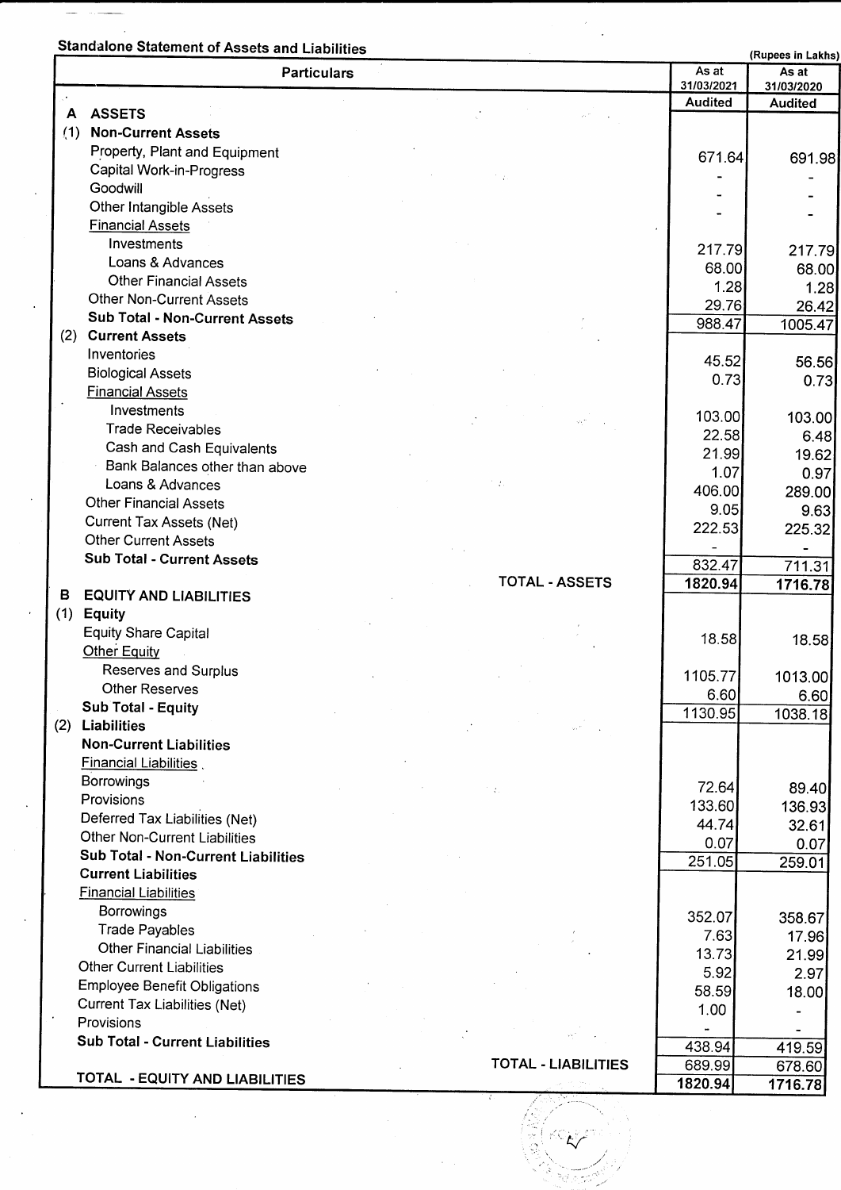## Standalone Statement of Assets and Liabilities

(Rupees in Lakhs)

| Particulars | As at 31/03/2021 | As at 31/03/2020 |
|---|---|---|
| | Audited | Audited |
| **A ASSETS** | | |
| **(1) Non-Current Assets** | | |
| Property, Plant and Equipment | 671.64 | 691.98 |
| Capital Work-in-Progress | - | - |
| Goodwill | - | - |
| Other Intangible Assets | - | - |
| Financial Assets | | |
| Investments | 217.79 | 217.79 |
| Loans & Advances | 68.00 | 68.00 |
| Other Financial Assets | 1.28 | 1.28 |
| Other Non-Current Assets | 29.76 | 26.42 |
| **Sub Total - Non-Current Assets** | 988.47 | 1005.47 |
| **(2) Current Assets** | | |
| Inventories | 45.52 | 56.56 |
| Biological Assets | 0.73 | 0.73 |
| Financial Assets | | |
| Investments | 103.00 | 103.00 |
| Trade Receivables | 22.58 | 6.48 |
| Cash and Cash Equivalents | 21.99 | 19.62 |
| Bank Balances other than above | 1.07 | 0.97 |
| Loans & Advances | 406.00 | 289.00 |
| Other Financial Assets | 9.05 | 9.63 |
| Current Tax Assets (Net) | 222.53 | 225.32 |
| Other Current Assets | - | - |
| **Sub Total - Current Assets** | 832.47 | 711.31 |
| **TOTAL - ASSETS** | **1820.94** | **1716.78** |
| **B EQUITY AND LIABILITIES** | | |
| **(1) Equity** | | |
| Equity Share Capital | 18.58 | 18.58 |
| Other Equity | | |
| Reserves and Surplus | 1105.77 | 1013.00 |
| Other Reserves | 6.60 | 6.60 |
| **Sub Total - Equity** | 1130.95 | 1038.18 |
| **(2) Liabilities** | | |
| **Non-Current Liabilities** | | |
| Financial Liabilities | | |
| Borrowings | 72.64 | 89.40 |
| Provisions | 133.60 | 136.93 |
| Deferred Tax Liabilities (Net) | 44.74 | 32.61 |
| Other Non-Current Liabilities | 0.07 | 0.07 |
| **Sub Total - Non-Current Liabilities** | 251.05 | 259.01 |
| **Current Liabilities** | | |
| Financial Liabilities | | |
| Borrowings | 352.07 | 358.67 |
| Trade Payables | 7.63 | 17.96 |
| Other Financial Liabilities | 13.73 | 21.99 |
| Other Current Liabilities | 5.92 | 2.97 |
| Employee Benefit Obligations | 58.59 | 18.00 |
| Current Tax Liabilities (Net) | 1.00 | - |
| Provisions | - | - |
| **Sub Total - Current Liabilities** | 438.94 | 419.59 |
| **TOTAL - LIABILITIES** | 689.99 | 678.60 |
| **TOTAL - EQUITY AND LIABILITIES** | **1820.94** | **1716.78** |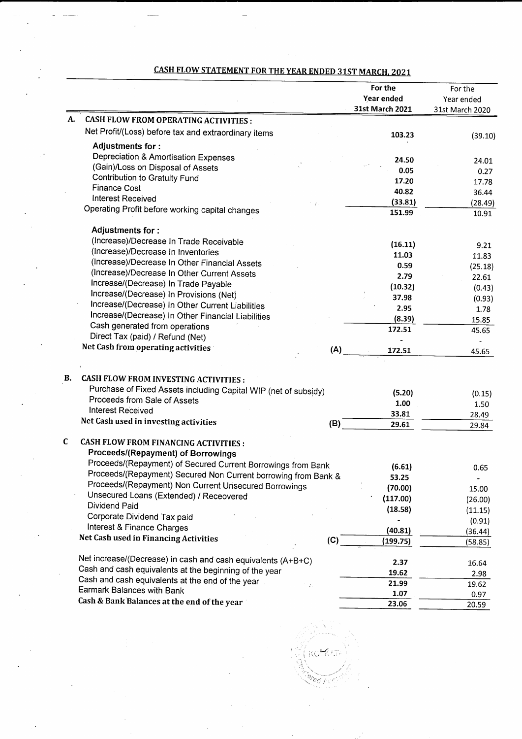## CASH FLOW STATEMENT FOR THE YEAR ENDED 31ST MARCH, 2021

| | | | For the Year ended 31st March 2021 | For the Year ended 31st March 2020 |
|---|---|---|---|---|
| **A.** | **CASH FLOW FROM OPERATING ACTIVITIES :** | | | |
| | Net Profit/(Loss) before tax and extraordinary items | | 103.23 | (39.10) |
| | **Adjustments for :** | | | |
| | Depreciation & Amortisation Expenses | | 24.50 | 24.01 |
| | (Gain)/Loss on Disposal of Assets | | 0.05 | 0.27 |
| | Contribution to Gratuity Fund | | 17.20 | 17.78 |
| | Finance Cost | | 40.82 | 36.44 |
| | Interest Received | | (33.81) | (28.49) |
| | Operating Profit before working capital changes | | 151.99 | 10.91 |
| | **Adjustments for :** | | | |
| | (Increase)/Decrease In Trade Receivable | | (16.11) | 9.21 |
| | (Increase)/Decrease In Inventories | | 11.03 | 11.83 |
| | (Increase)/Decrease In Other Financial Assets | | 0.59 | (25.18) |
| | (Increase)/Decrease In Other Current Assets | | 2.79 | 22.61 |
| | Increase/(Decrease) In Trade Payable | | (10.32) | (0.43) |
| | Increase/(Decrease) In Provisions (Net) | | 37.98 | (0.93) |
| | Increase/(Decrease) In Other Current Liabilities | | 2.95 | 1.78 |
| | Increase/(Decrease) In Other Financial Liabilities | | (8.39) | 15.85 |
| | Cash generated from operations | | 172.51 | 45.65 |
| | Direct Tax (paid) / Refund (Net) | | - | - |
| | **Net Cash from operating activities** | **(A)** | 172.51 | 45.65 |
| **B.** | **CASH FLOW FROM INVESTING ACTIVITIES :** | | | |
| | Purchase of Fixed Assets including Capital WIP (net of subsidy) | | (5.20) | (0.15) |
| | Proceeds from Sale of Assets | | 1.00 | 1.50 |
| | Interest Received | | 33.81 | 28.49 |
| | **Net Cash used in investing activities** | **(B)** | 29.61 | 29.84 |
| **C** | **CASH FLOW FROM FINANCING ACTIVITIES :** | | | |
| | **Proceeds/(Repayment) of Borrowings** | | | |
| | Proceeds/(Repayment) of Secured Current Borrowings from Bank | | (6.61) | 0.65 |
| | Proceeds/(Repayment) Secured Non Current borrowing from Bank & | | 53.25 | - |
| | Proceeds/(Repayment) Non Current Unsecured Borrowings | | (70.00) | 15.00 |
| | Unsecured Loans (Extended) / Receovered | | (117.00) | (26.00) |
| | Dividend Paid | | (18.58) | (11.15) |
| | Corporate Dividend Tax paid | | - | (0.91) |
| | Interest & Finance Charges | | (40.81) | (36.44) |
| | **Net Cash used in Financing Activities** | **(C)** | (199.75) | (58.85) |
| | Net increase/(Decrease) in cash and cash equivalents (A+B+C) | | 2.37 | 16.64 |
| | Cash and cash equivalents at the beginning of the year | | 19.62 | 2.98 |
| | Cash and cash equivalents at the end of the year | | 21.99 | 19.62 |
| | Earmark Balances with Bank | | 1.07 | 0.97 |
| | **Cash & Bank Balances at the end of the year** | | 23.06 | 20.59 |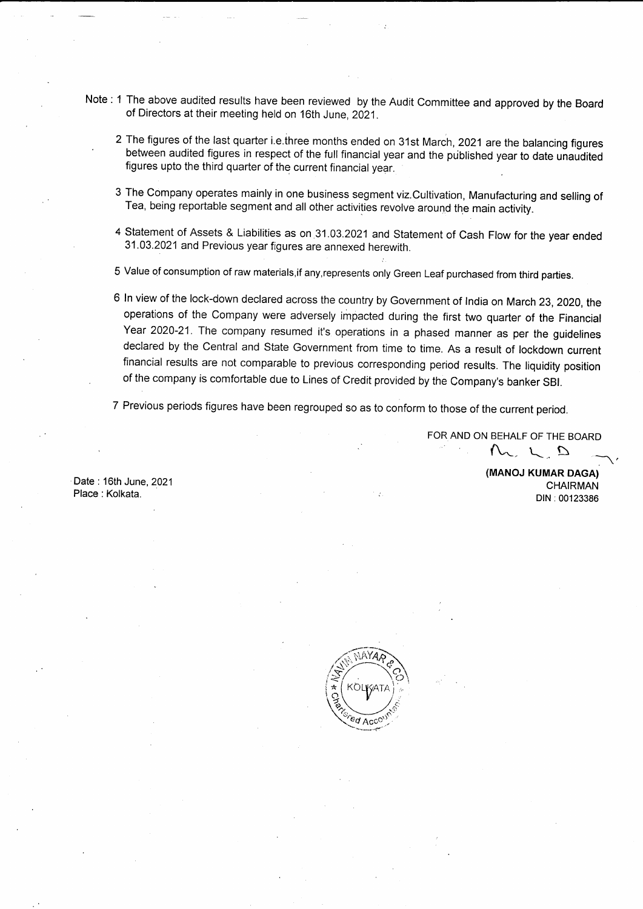Note : 1 The above audited results have been reviewed by the Audit Committee and approved by the Board of Directors at their meeting held on 16th June, 2021.

2 The figures of the last quarter i.e.three months ended on 31st March, 2021 are the balancing figures between audited figures in respect of the full financial year and the published year to date unaudited figures upto the third quarter of the current financial year.

3 The Company operates mainly in one business segment viz.Cultivation, Manufacturing and selling of Tea, being reportable segment and all other activities revolve around the main activity.

4 Statement of Assets & Liabilities as on 31.03.2021 and Statement of Cash Flow for the year ended 31.03.2021 and Previous year figures are annexed herewith.

5 Value of consumption of raw materials,if any,represents only Green Leaf purchased from third parties.

6 In view of the lock-down declared across the country by Government of India on March 23, 2020, the operations of the Company were adversely impacted during the first two quarter of the Financial Year 2020-21. The company resumed it's operations in a phased manner as per the guidelines declared by the Central and State Government from time to time. As a result of lockdown current financial results are not comparable to previous corresponding period results. The liquidity position of the company is comfortable due to Lines of Credit provided by the Company's banker SBI.

7 Previous periods figures have been regrouped so as to conform to those of the current period.

FOR AND ON BEHALF OF THE BOARD

**(MANOJ KUMAR DAGA)**
CHAIRMAN
DIN : 00123386

Date : 16th June, 2021
Place : Kolkata.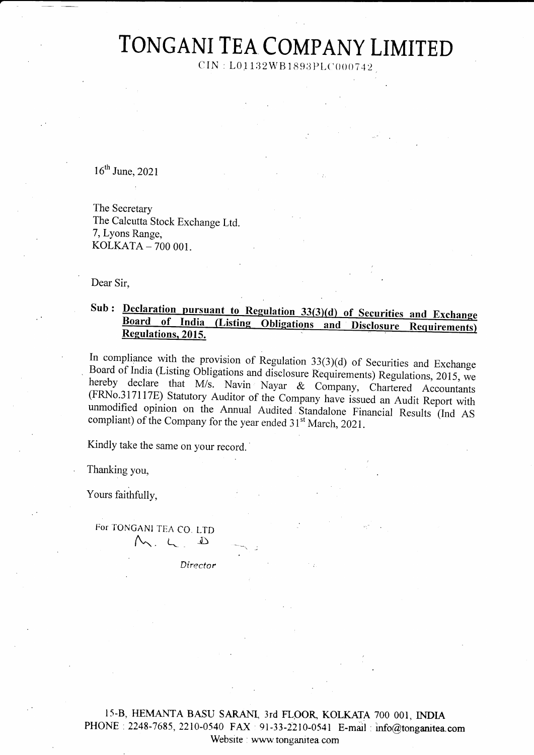# TONGANI TEA COMPANY LIMITED

CIN : L01132WB1893PLC000742

16th June, 2021

The Secretary
The Calcutta Stock Exchange Ltd.
7, Lyons Range,
KOLKATA – 700 001.

Dear Sir,

**Sub : Declaration pursuant to Regulation 33(3)(d) of Securities and Exchange Board of India (Listing Obligations and Disclosure Requirements) Regulations, 2015.**

In compliance with the provision of Regulation 33(3)(d) of Securities and Exchange Board of India (Listing Obligations and disclosure Requirements) Regulations, 2015, we hereby declare that M/s. Navin Nayar & Company, Chartered Accountants (FRNo.317117E) Statutory Auditor of the Company have issued an Audit Report with unmodified opinion on the Annual Audited Standalone Financial Results (Ind AS compliant) of the Company for the year ended 31st March, 2021.

Kindly take the same on your record.

Thanking you,

Yours faithfully,

For TONGANI TEA CO. LTD

*Director*

15-B, HEMANTA BASU SARANI, 3rd FLOOR, KOLKATA 700 001, INDIA
PHONE : 2248-7685, 2210-0540 FAX : 91-33-2210-0541 E-mail : info@tonganitea.com
Website : www.tonganitea.com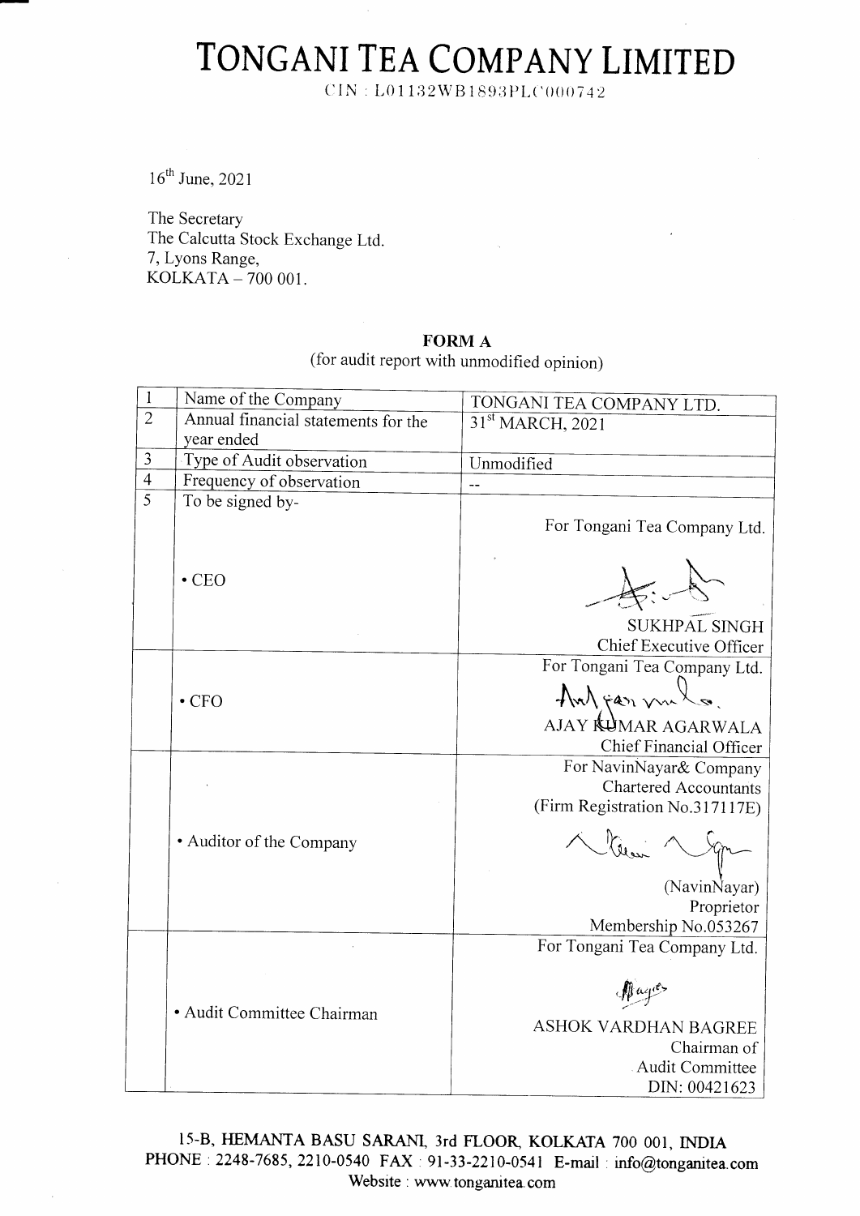# TONGANI TEA COMPANY LIMITED

CIN : L01132WB1893PLC000742

16th June, 2021

The Secretary
The Calcutta Stock Exchange Ltd.
7, Lyons Range,
KOLKATA – 700 001.

**FORM A**
(for audit report with unmodified opinion)

| | | |
|---|---|---|
| 1 | Name of the Company | TONGANI TEA COMPANY LTD. |
| 2 | Annual financial statements for the year ended | 31st MARCH, 2021 |
| 3 | Type of Audit observation | Unmodified |
| 4 | Frequency of observation | -- |
| 5 | To be signed by- | |
| | • CEO | For Tongani Tea Company Ltd. <br> SUKHPAL SINGH <br> Chief Executive Officer |
| | • CFO | For Tongani Tea Company Ltd. <br> AJAY KUMAR AGARWALA <br> Chief Financial Officer |
| | • Auditor of the Company | For NavinNayar& Company <br> Chartered Accountants <br> (Firm Registration No.317117E) <br> (NavinNayar) <br> Proprietor <br> Membership No.053267 |
| | • Audit Committee Chairman | For Tongani Tea Company Ltd. <br> ASHOK VARDHAN BAGREE <br> Chairman of Audit Committee <br> DIN: 00421623 |

15-B, HEMANTA BASU SARANI, 3rd FLOOR, KOLKATA 700 001, INDIA
PHONE : 2248-7685, 2210-0540 FAX : 91-33-2210-0541 E-mail : info@tonganitea.com
Website : www.tonganitea.com